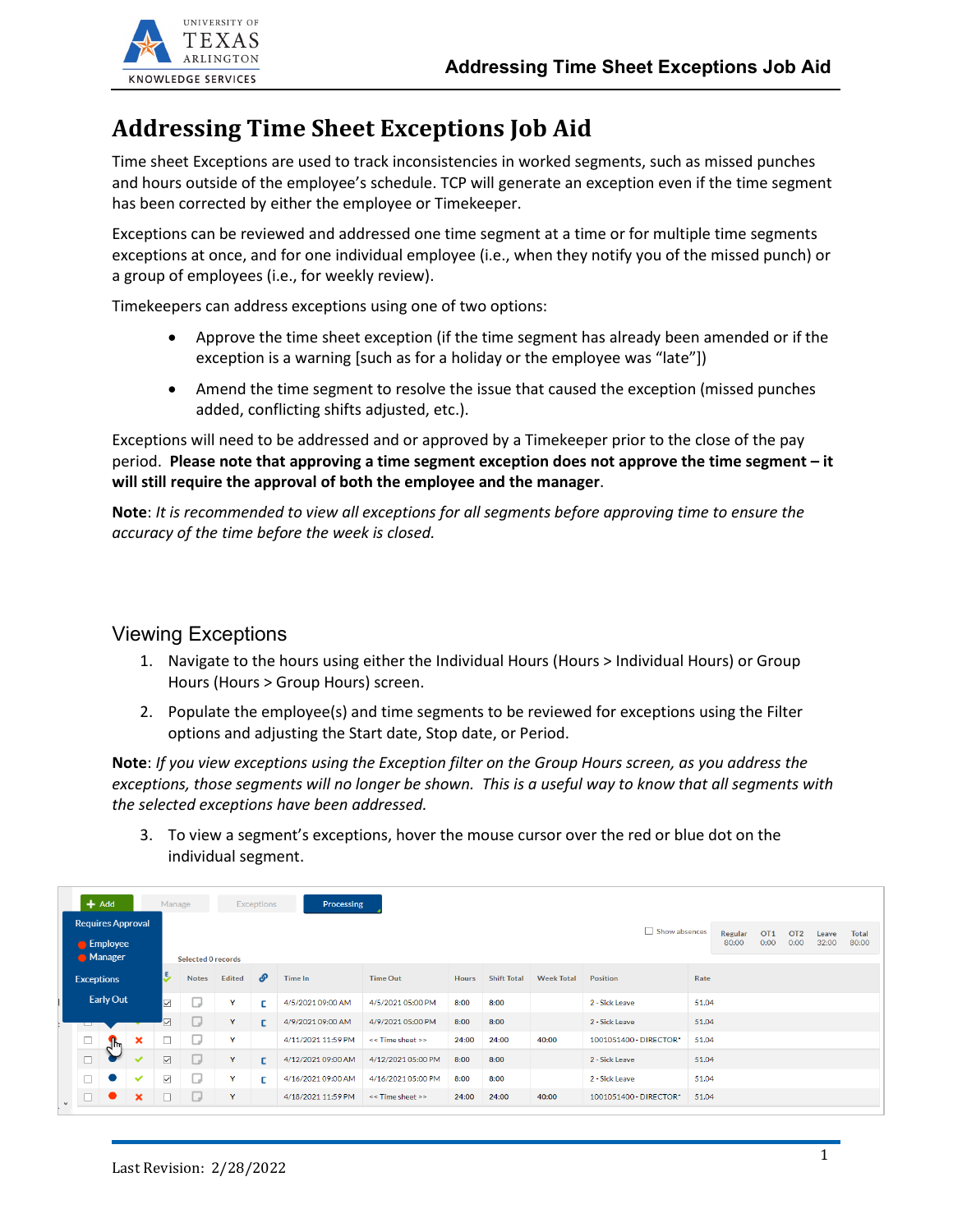# Addressing Time Sheet Exceptions Job Aid

Time sheet Exceptions are used to track inconsistencies in worked segments, such as missed punches and hours outside of the employee's schedule. TCP will generate an exception even if the time segment has been corrected by either the employee or Timekeeper.

Exceptions can be reviewed and addressed one time segment at a time or for multiple time segments exceptions at once, and for one individual employee (i.e., when they notify you of the missed punch) or a group of employees (i.e., for weekly review).

Timekeepers can address exceptions using one of two options:

- Approve the time sheet exception (if the time segment has already been amended or if the exception is a warning [such as for a holiday or the employee was "late"])
- Amend the time segment to resolve the issue that caused the exception (missed punches added, conflicting shifts adjusted, etc.).

Exceptions will need to be addressed and or approved by a Timekeeper prior to the close of the pay period. **Please note that approving a time segment exception does not approve the time segment – it will still require the approval of both the employee and the manager**.

**Note**: *It is recommended to view all exceptions for all segments before approving time to ensure the accuracy of the time before the week is closed.*

## Viewing Exceptions

1. Navigate to the hours using either the Individual Hours (Hours > Individual Hours) or Group Hours (Hours > Group Hours) screen.
2. Populate the employee(s) and time segments to be reviewed for exceptions using the Filter options and adjusting the Start date, Stop date, or Period.

**Note**: *If you view exceptions using the Exception filter on the Group Hours screen, as you address the exceptions, those segments will no longer be shown. This is a useful way to know that all segments with the selected exceptions have been addressed.*

3. To view a segment's exceptions, hover the mouse cursor over the red or blue dot on the individual segment.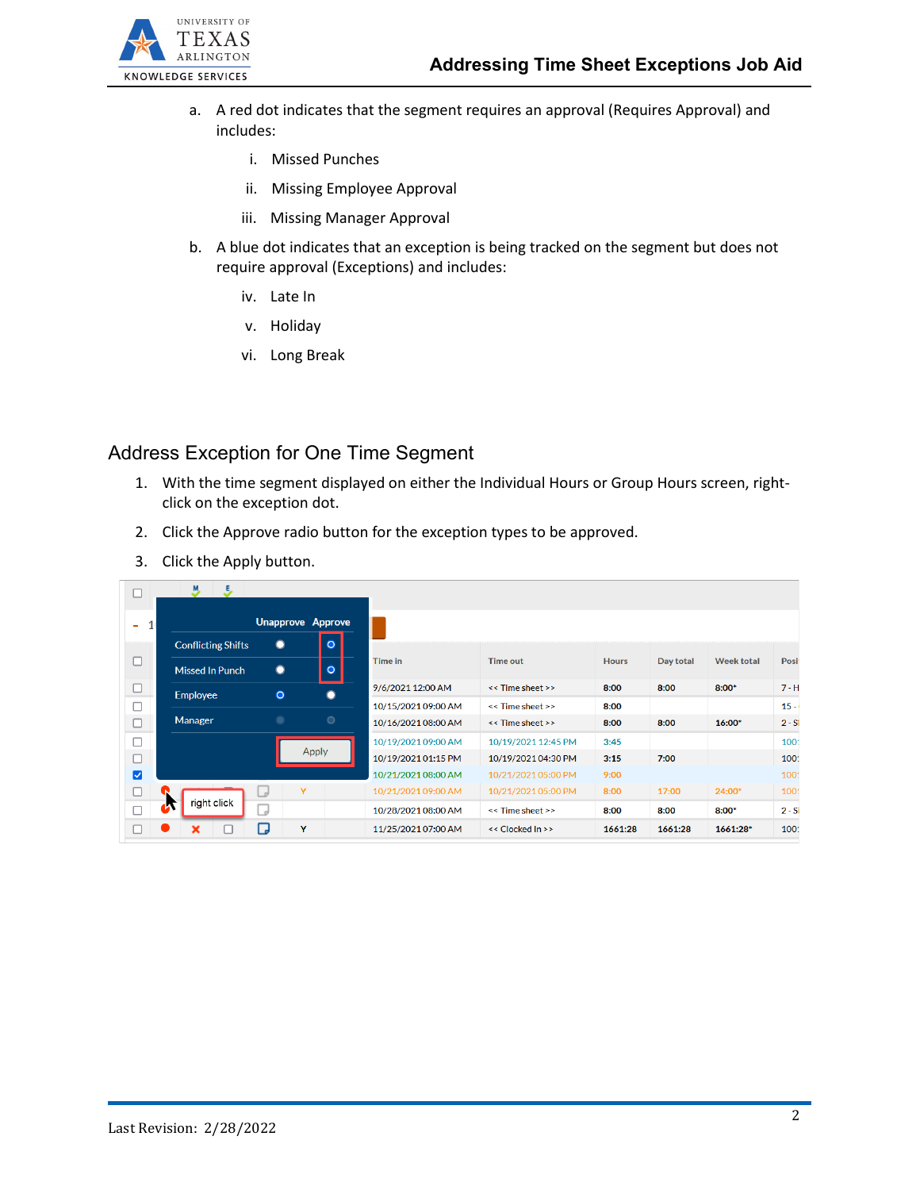a. A red dot indicates that the segment requires an approval (Requires Approval) and includes:

   i. Missed Punches

   ii. Missing Employee Approval

   iii. Missing Manager Approval

b. A blue dot indicates that an exception is being tracked on the segment but does not require approval (Exceptions) and includes:

   iv. Late In

   v. Holiday

   vi. Long Break

## Address Exception for One Time Segment

1. With the time segment displayed on either the Individual Hours or Group Hours screen, right-click on the exception dot.
2. Click the Approve radio button for the exception types to be approved.
3. Click the Apply button.

Last Revision: 2/28/2022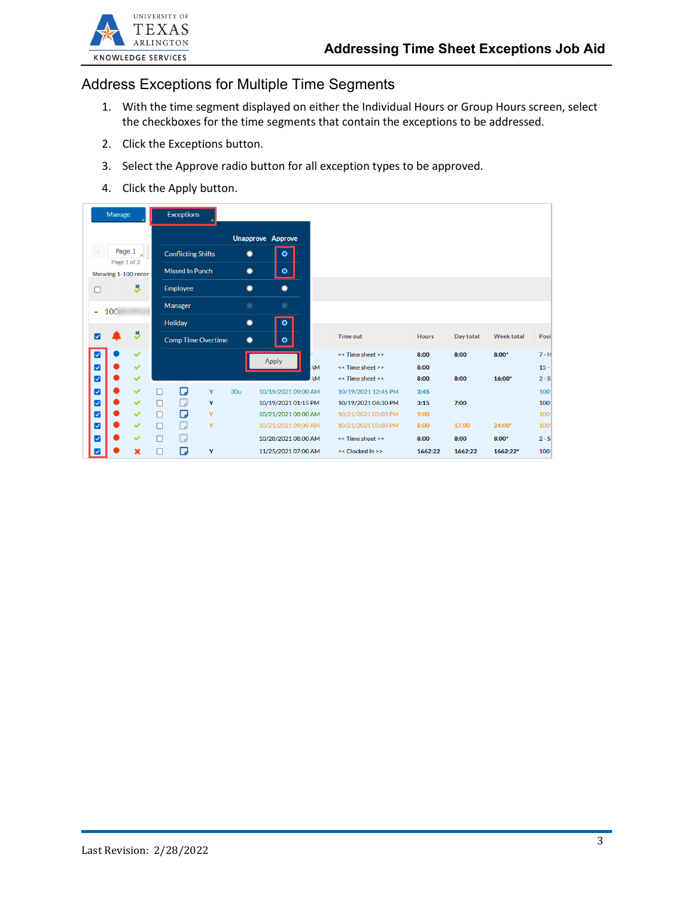## Address Exceptions for Multiple Time Segments

1. With the time segment displayed on either the Individual Hours or Group Hours screen, select the checkboxes for the time segments that contain the exceptions to be addressed.
2. Click the Exceptions button.
3. Select the Approve radio button for all exception types to be approved.
4. Click the Apply button.

Last Revision: 2/28/2022